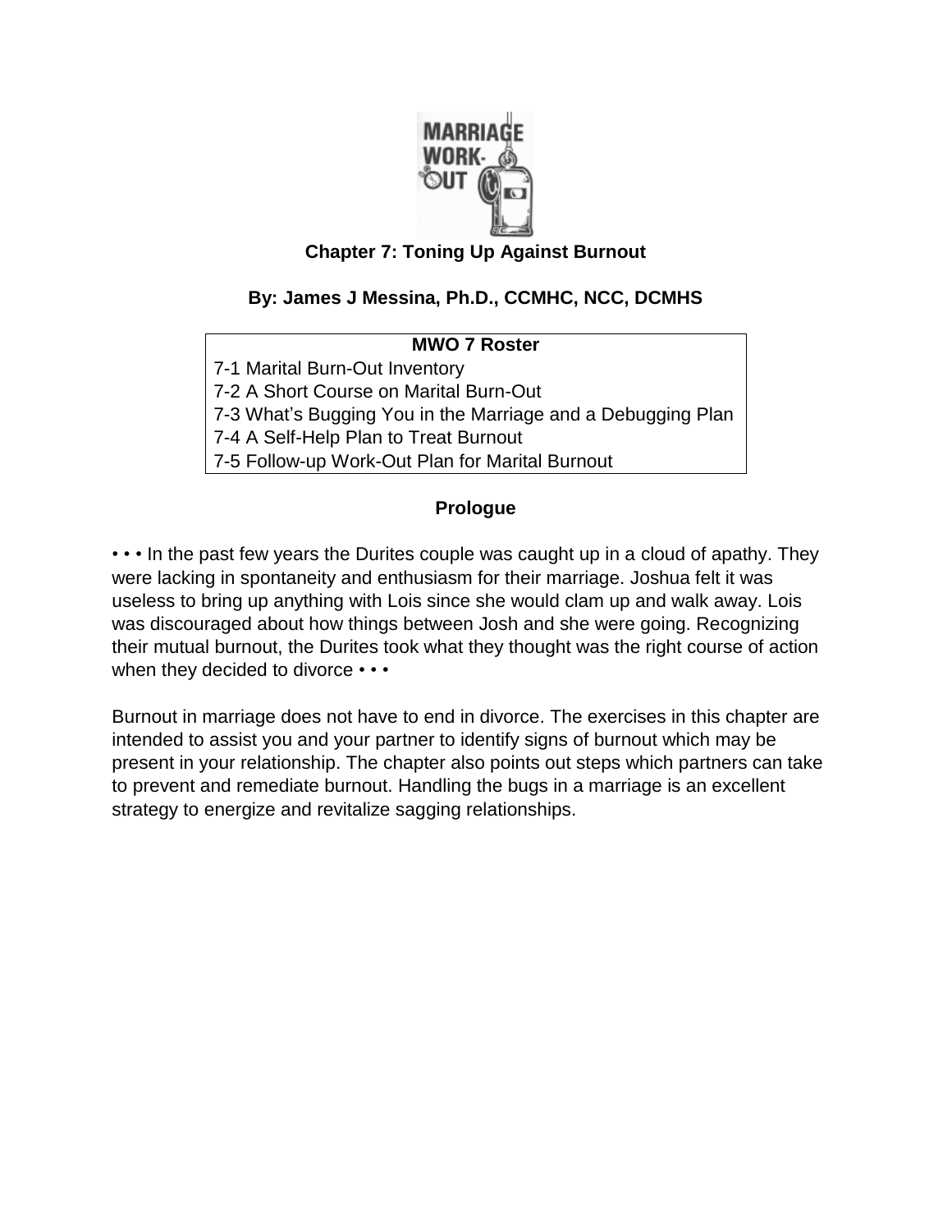# Chapter 7: Toning Up Against Burnout

**By: James J Messina, Ph.D., CCMHC, NCC, DCMHS**

| MWO 7 Roster |
|---|
| 7-1 Marital Burn-Out Inventory |
| 7-2 A Short Course on Marital Burn-Out |
| 7-3 What's Bugging You in the Marriage and a Debugging Plan |
| 7-4 A Self-Help Plan to Treat Burnout |
| 7-5 Follow-up Work-Out Plan for Marital Burnout |

## Prologue

• • • In the past few years the Durites couple was caught up in a cloud of apathy. They were lacking in spontaneity and enthusiasm for their marriage. Joshua felt it was useless to bring up anything with Lois since she would clam up and walk away. Lois was discouraged about how things between Josh and she were going. Recognizing their mutual burnout, the Durites took what they thought was the right course of action when they decided to divorce • • •

Burnout in marriage does not have to end in divorce. The exercises in this chapter are intended to assist you and your partner to identify signs of burnout which may be present in your relationship. The chapter also points out steps which partners can take to prevent and remediate burnout. Handling the bugs in a marriage is an excellent strategy to energize and revitalize sagging relationships.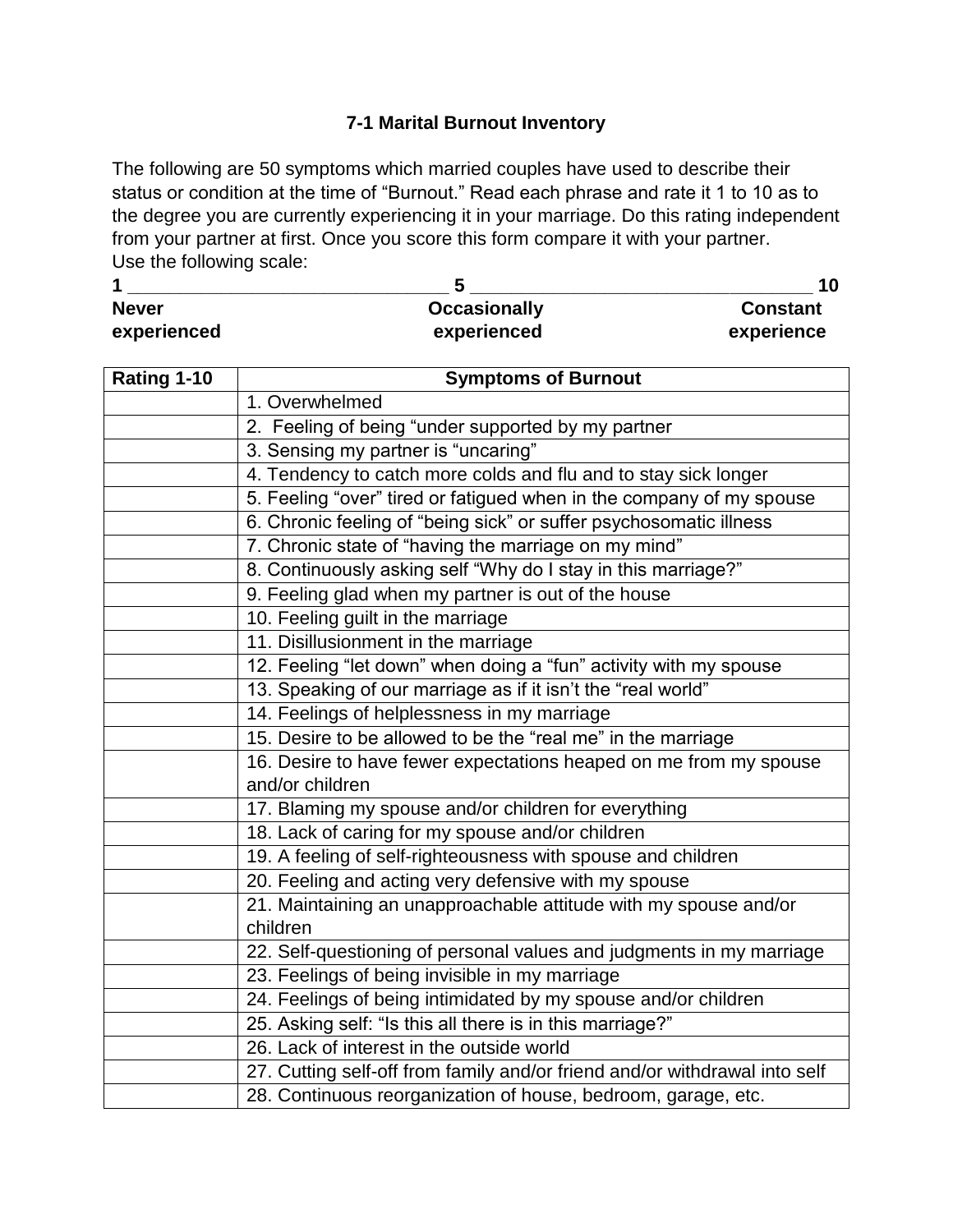## 7-1 Marital Burnout Inventory

The following are 50 symptoms which married couples have used to describe their status or condition at the time of "Burnout." Read each phrase and rate it 1 to 10 as to the degree you are currently experiencing it in your marriage. Do this rating independent from your partner at first. Once you score this form compare it with your partner. Use the following scale:

| **1** | **5** | **10** |
|---|---|---|
| **Never experienced** | **Occasionally experienced** | **Constant experience** |

| Rating 1-10 | Symptoms of Burnout |
|---|---|
| | 1. Overwhelmed |
| | 2. Feeling of being "under supported by my partner |
| | 3. Sensing my partner is "uncaring" |
| | 4. Tendency to catch more colds and flu and to stay sick longer |
| | 5. Feeling "over" tired or fatigued when in the company of my spouse |
| | 6. Chronic feeling of "being sick" or suffer psychosomatic illness |
| | 7. Chronic state of "having the marriage on my mind" |
| | 8. Continuously asking self "Why do I stay in this marriage?" |
| | 9. Feeling glad when my partner is out of the house |
| | 10. Feeling guilt in the marriage |
| | 11. Disillusionment in the marriage |
| | 12. Feeling "let down" when doing a "fun" activity with my spouse |
| | 13. Speaking of our marriage as if it isn't the "real world" |
| | 14. Feelings of helplessness in my marriage |
| | 15. Desire to be allowed to be the "real me" in the marriage |
| | 16. Desire to have fewer expectations heaped on me from my spouse and/or children |
| | 17. Blaming my spouse and/or children for everything |
| | 18. Lack of caring for my spouse and/or children |
| | 19. A feeling of self-righteousness with spouse and children |
| | 20. Feeling and acting very defensive with my spouse |
| | 21. Maintaining an unapproachable attitude with my spouse and/or children |
| | 22. Self-questioning of personal values and judgments in my marriage |
| | 23. Feelings of being invisible in my marriage |
| | 24. Feelings of being intimidated by my spouse and/or children |
| | 25. Asking self: "Is this all there is in this marriage?" |
| | 26. Lack of interest in the outside world |
| | 27. Cutting self-off from family and/or friend and/or withdrawal into self |
| | 28. Continuous reorganization of house, bedroom, garage, etc. |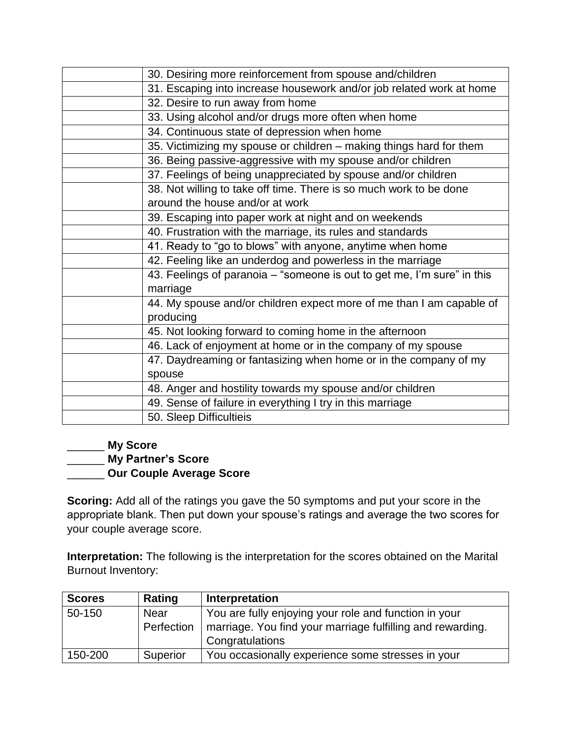| | |
|---|---|
| | 30. Desiring more reinforcement from spouse and/children |
| | 31. Escaping into increase housework and/or job related work at home |
| | 32. Desire to run away from home |
| | 33. Using alcohol and/or drugs more often when home |
| | 34. Continuous state of depression when home |
| | 35. Victimizing my spouse or children – making things hard for them |
| | 36. Being passive-aggressive with my spouse and/or children |
| | 37. Feelings of being unappreciated by spouse and/or children |
| | 38. Not willing to take off time. There is so much work to be done around the house and/or at work |
| | 39. Escaping into paper work at night and on weekends |
| | 40. Frustration with the marriage, its rules and standards |
| | 41. Ready to "go to blows" with anyone, anytime when home |
| | 42. Feeling like an underdog and powerless in the marriage |
| | 43. Feelings of paranoia – "someone is out to get me, I'm sure" in this marriage |
| | 44. My spouse and/or children expect more of me than I am capable of producing |
| | 45. Not looking forward to coming home in the afternoon |
| | 46. Lack of enjoyment at home or in the company of my spouse |
| | 47. Daydreaming or fantasizing when home or in the company of my spouse |
| | 48. Anger and hostility towards my spouse and/or children |
| | 49. Sense of failure in everything I try in this marriage |
| | 50. Sleep Difficultieis |

______ **My Score**
______ **My Partner's Score**
______ **Our Couple Average Score**

**Scoring:** Add all of the ratings you gave the 50 symptoms and put your score in the appropriate blank. Then put down your spouse's ratings and average the two scores for your couple average score.

**Interpretation:** The following is the interpretation for the scores obtained on the Marital Burnout Inventory:

| Scores | Rating | Interpretation |
|---|---|---|
| 50-150 | Near Perfection | You are fully enjoying your role and function in your marriage. You find your marriage fulfilling and rewarding. Congratulations |
| 150-200 | Superior | You occasionally experience some stresses in your |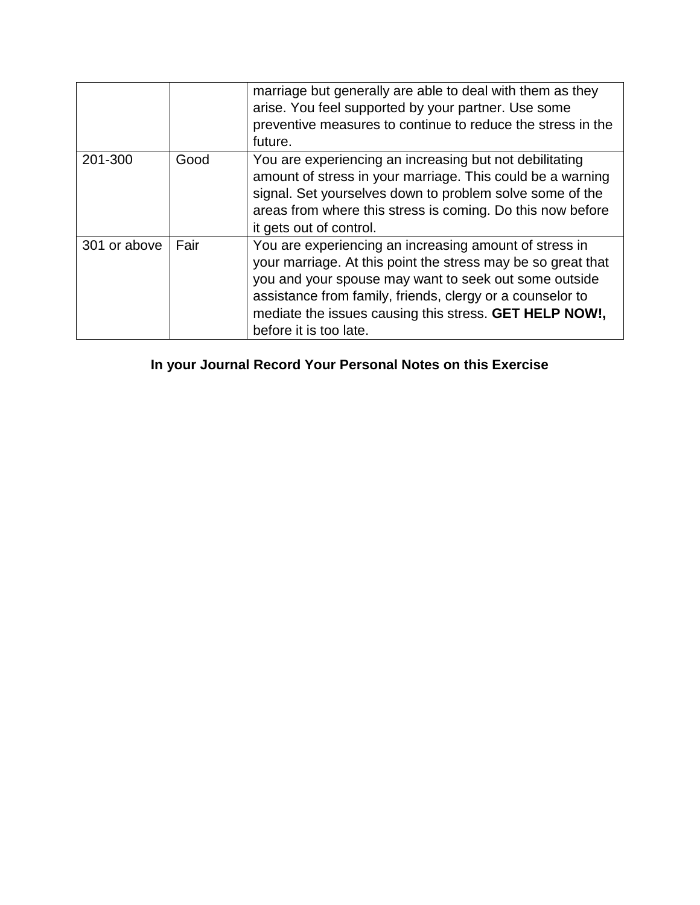| | | |
|---|---|---|
| | | marriage but generally are able to deal with them as they arise. You feel supported by your partner. Use some preventive measures to continue to reduce the stress in the future. |
| 201-300 | Good | You are experiencing an increasing but not debilitating amount of stress in your marriage. This could be a warning signal. Set yourselves down to problem solve some of the areas from where this stress is coming. Do this now before it gets out of control. |
| 301 or above | Fair | You are experiencing an increasing amount of stress in your marriage. At this point the stress may be so great that you and your spouse may want to seek out some outside assistance from family, friends, clergy or a counselor to mediate the issues causing this stress. **GET HELP NOW!,** before it is too late. |

**In your Journal Record Your Personal Notes on this Exercise**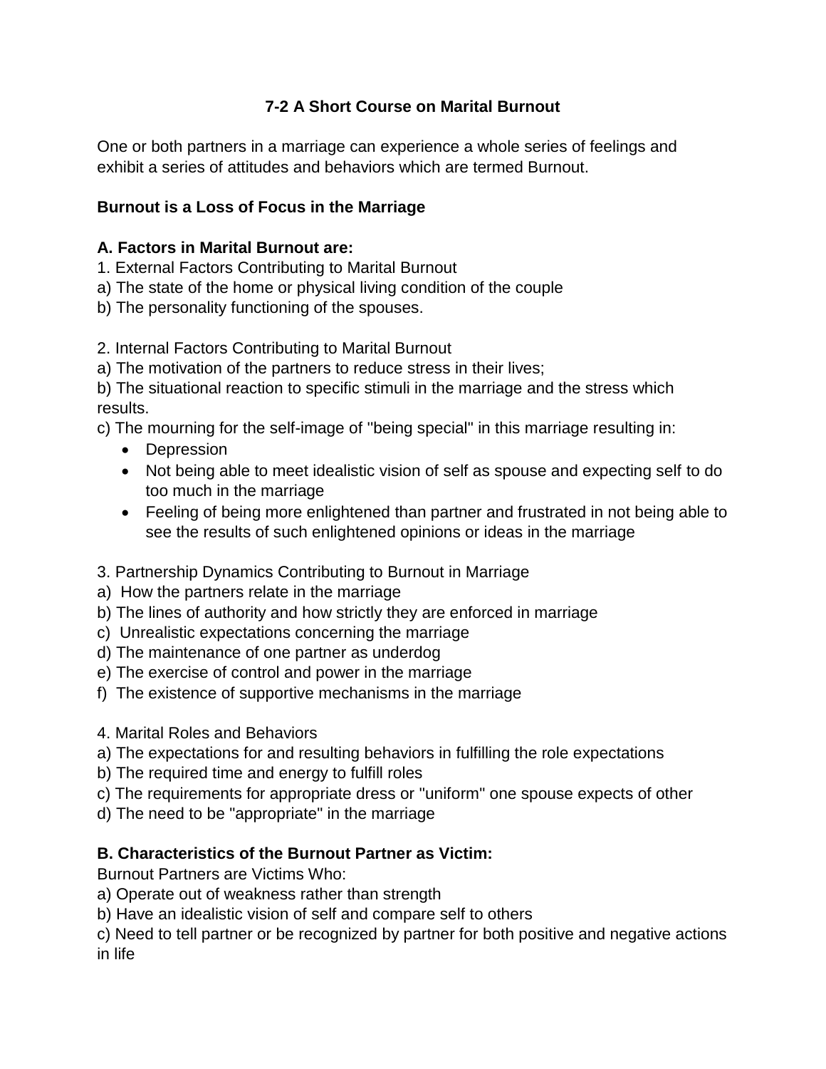## 7-2 A Short Course on Marital Burnout

One or both partners in a marriage can experience a whole series of feelings and exhibit a series of attitudes and behaviors which are termed Burnout.

**Burnout is a Loss of Focus in the Marriage**

**A. Factors in Marital Burnout are:**

1. External Factors Contributing to Marital Burnout
a) The state of the home or physical living condition of the couple
b) The personality functioning of the spouses.

2. Internal Factors Contributing to Marital Burnout
a) The motivation of the partners to reduce stress in their lives;
b) The situational reaction to specific stimuli in the marriage and the stress which results.
c) The mourning for the self-image of "being special" in this marriage resulting in:

- Depression
- Not being able to meet idealistic vision of self as spouse and expecting self to do too much in the marriage
- Feeling of being more enlightened than partner and frustrated in not being able to see the results of such enlightened opinions or ideas in the marriage

3. Partnership Dynamics Contributing to Burnout in Marriage
a) How the partners relate in the marriage
b) The lines of authority and how strictly they are enforced in marriage
c) Unrealistic expectations concerning the marriage
d) The maintenance of one partner as underdog
e) The exercise of control and power in the marriage
f) The existence of supportive mechanisms in the marriage

4. Marital Roles and Behaviors
a) The expectations for and resulting behaviors in fulfilling the role expectations
b) The required time and energy to fulfill roles
c) The requirements for appropriate dress or "uniform" one spouse expects of other
d) The need to be "appropriate" in the marriage

**B. Characteristics of the Burnout Partner as Victim:**

Burnout Partners are Victims Who:
a) Operate out of weakness rather than strength
b) Have an idealistic vision of self and compare self to others
c) Need to tell partner or be recognized by partner for both positive and negative actions in life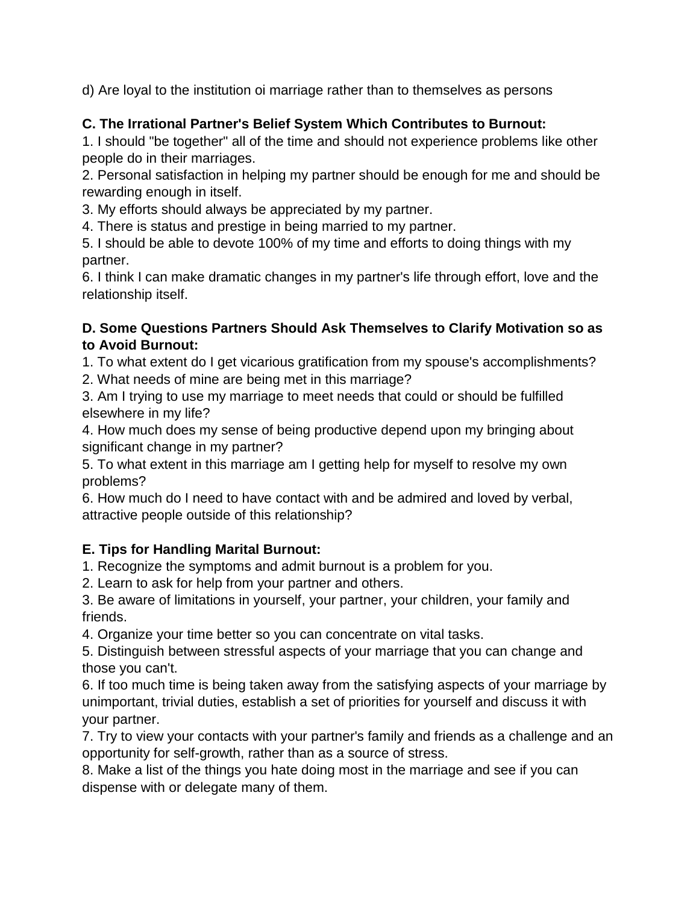d) Are loyal to the institution oi marriage rather than to themselves as persons

**C. The Irrational Partner's Belief System Which Contributes to Burnout:**

1. I should "be together" all of the time and should not experience problems like other people do in their marriages.
2. Personal satisfaction in helping my partner should be enough for me and should be rewarding enough in itself.
3. My efforts should always be appreciated by my partner.
4. There is status and prestige in being married to my partner.
5. I should be able to devote 100% of my time and efforts to doing things with my partner.
6. I think I can make dramatic changes in my partner's life through effort, love and the relationship itself.

**D. Some Questions Partners Should Ask Themselves to Clarify Motivation so as to Avoid Burnout:**

1. To what extent do I get vicarious gratification from my spouse's accomplishments?
2. What needs of mine are being met in this marriage?
3. Am I trying to use my marriage to meet needs that could or should be fulfilled elsewhere in my life?
4. How much does my sense of being productive depend upon my bringing about significant change in my partner?
5. To what extent in this marriage am I getting help for myself to resolve my own problems?
6. How much do I need to have contact with and be admired and loved by verbal, attractive people outside of this relationship?

**E. Tips for Handling Marital Burnout:**

1. Recognize the symptoms and admit burnout is a problem for you.
2. Learn to ask for help from your partner and others.
3. Be aware of limitations in yourself, your partner, your children, your family and friends.
4. Organize your time better so you can concentrate on vital tasks.
5. Distinguish between stressful aspects of your marriage that you can change and those you can't.
6. If too much time is being taken away from the satisfying aspects of your marriage by unimportant, trivial duties, establish a set of priorities for yourself and discuss it with your partner.
7. Try to view your contacts with your partner's family and friends as a challenge and an opportunity for self-growth, rather than as a source of stress.
8. Make a list of the things you hate doing most in the marriage and see if you can dispense with or delegate many of them.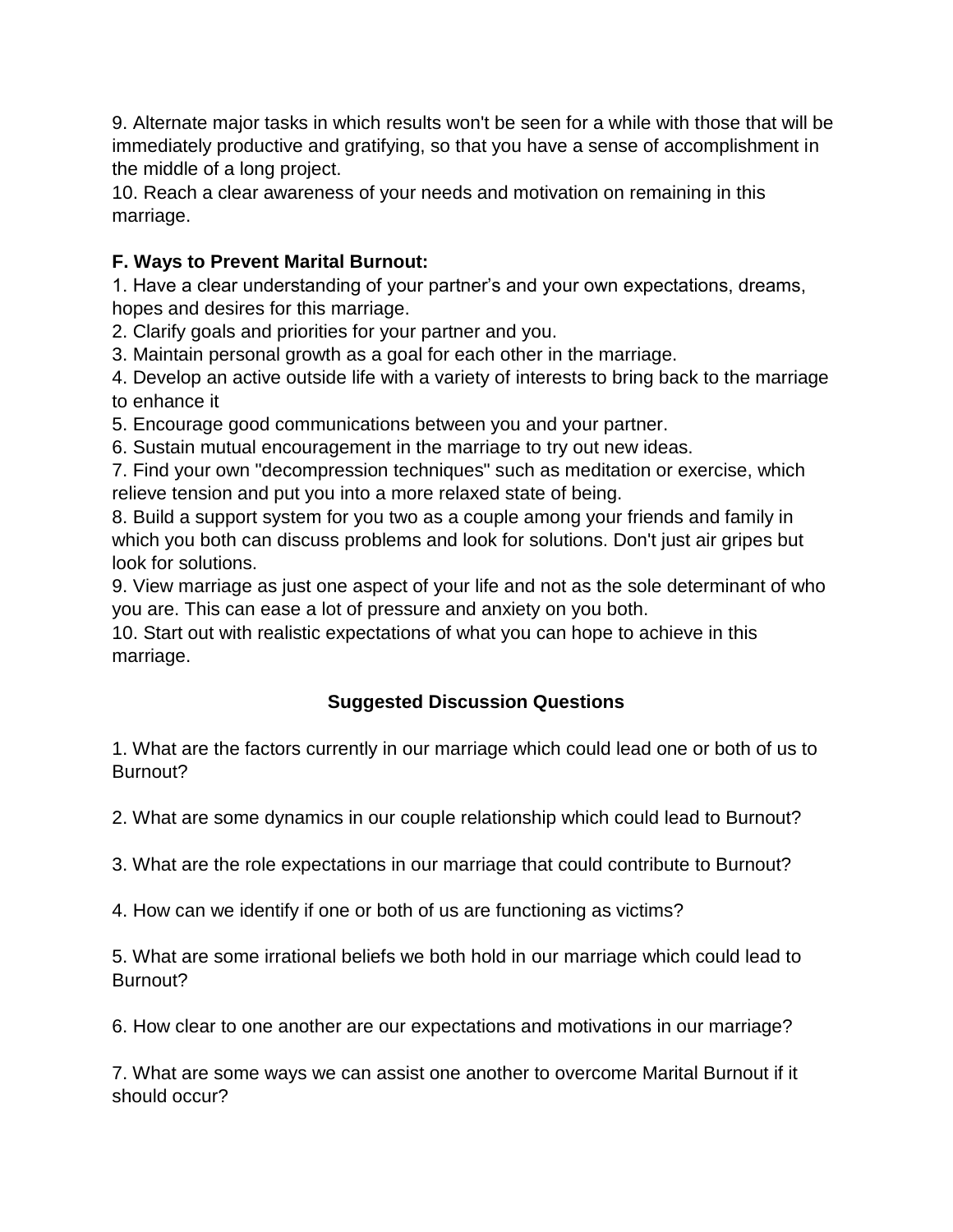9. Alternate major tasks in which results won't be seen for a while with those that will be immediately productive and gratifying, so that you have a sense of accomplishment in the middle of a long project.
10. Reach a clear awareness of your needs and motivation on remaining in this marriage.

**F. Ways to Prevent Marital Burnout:**

1. Have a clear understanding of your partner's and your own expectations, dreams, hopes and desires for this marriage.
2. Clarify goals and priorities for your partner and you.
3. Maintain personal growth as a goal for each other in the marriage.
4. Develop an active outside life with a variety of interests to bring back to the marriage to enhance it
5. Encourage good communications between you and your partner.
6. Sustain mutual encouragement in the marriage to try out new ideas.
7. Find your own "decompression techniques" such as meditation or exercise, which relieve tension and put you into a more relaxed state of being.
8. Build a support system for you two as a couple among your friends and family in which you both can discuss problems and look for solutions. Don't just air gripes but look for solutions.
9. View marriage as just one aspect of your life and not as the sole determinant of who you are. This can ease a lot of pressure and anxiety on you both.
10. Start out with realistic expectations of what you can hope to achieve in this marriage.

## Suggested Discussion Questions

1. What are the factors currently in our marriage which could lead one or both of us to Burnout?

2. What are some dynamics in our couple relationship which could lead to Burnout?

3. What are the role expectations in our marriage that could contribute to Burnout?

4. How can we identify if one or both of us are functioning as victims?

5. What are some irrational beliefs we both hold in our marriage which could lead to Burnout?

6. How clear to one another are our expectations and motivations in our marriage?

7. What are some ways we can assist one another to overcome Marital Burnout if it should occur?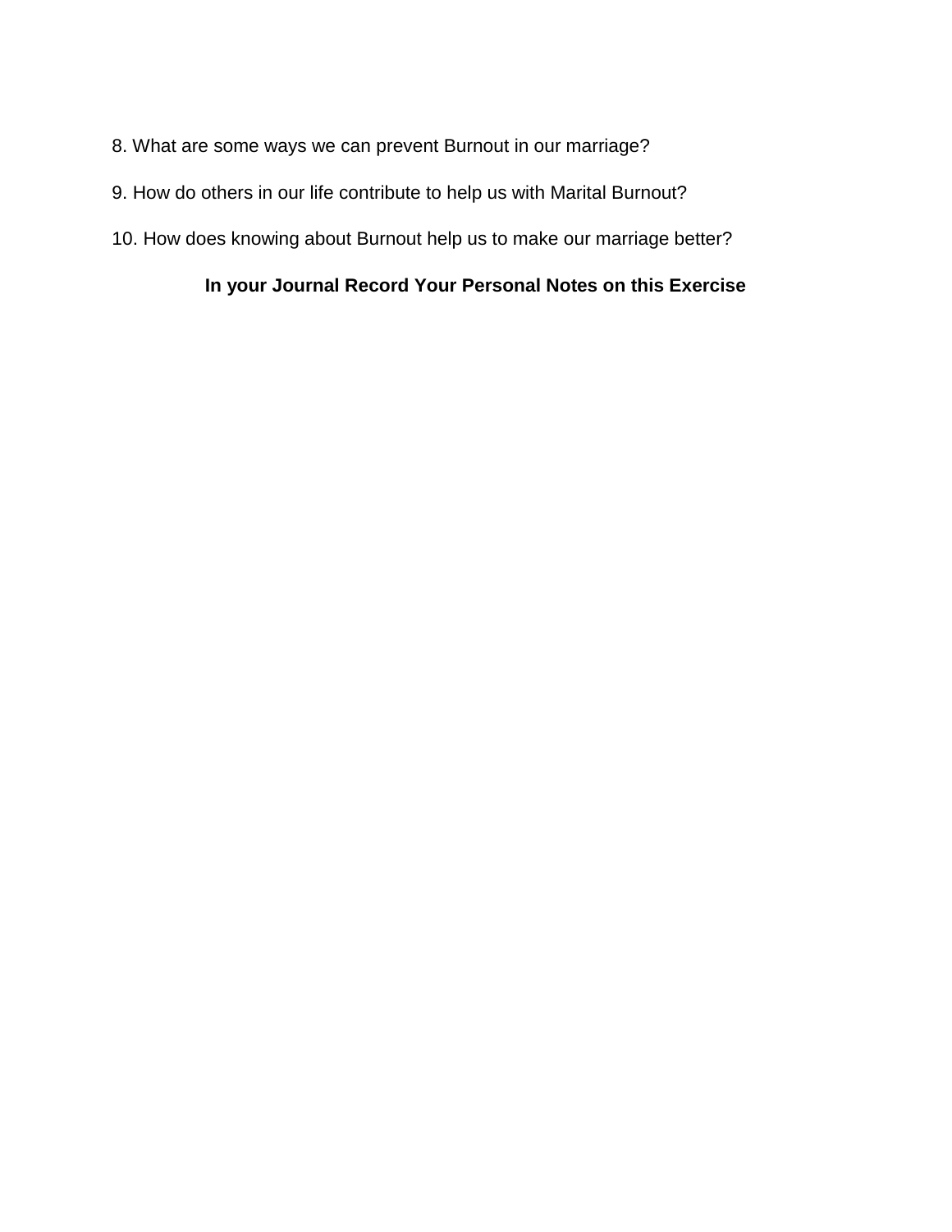8. What are some ways we can prevent Burnout in our marriage?

9. How do others in our life contribute to help us with Marital Burnout?

10. How does knowing about Burnout help us to make our marriage better?

**In your Journal Record Your Personal Notes on this Exercise**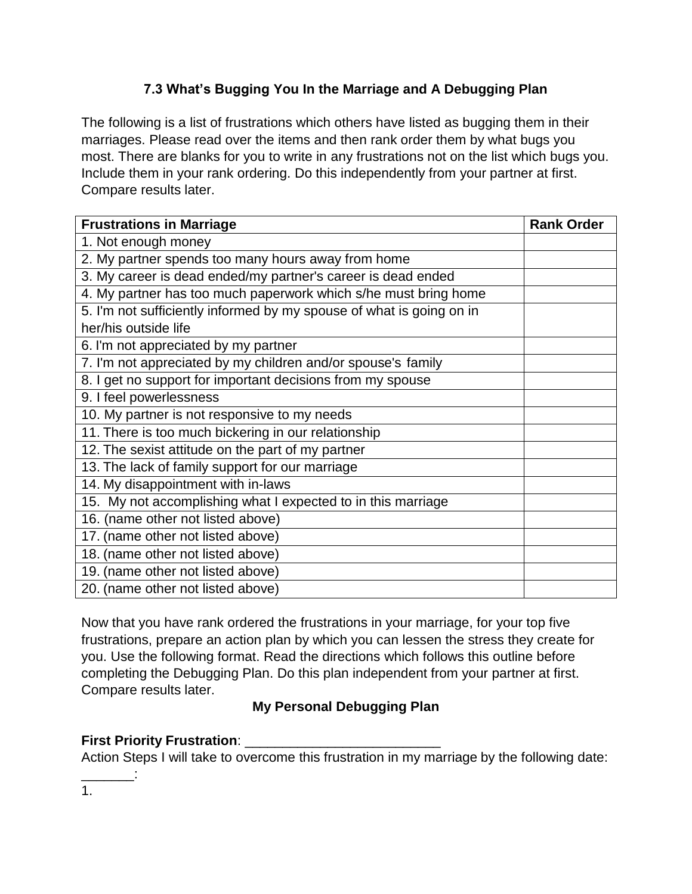### 7.3 What's Bugging You In the Marriage and A Debugging Plan

The following is a list of frustrations which others have listed as bugging them in their marriages. Please read over the items and then rank order them by what bugs you most. There are blanks for you to write in any frustrations not on the list which bugs you. Include them in your rank ordering. Do this independently from your partner at first. Compare results later.

| Frustrations in Marriage | Rank Order |
|---|---|
| 1. Not enough money | |
| 2. My partner spends too many hours away from home | |
| 3. My career is dead ended/my partner's career is dead ended | |
| 4. My partner has too much paperwork which s/he must bring home | |
| 5. I'm not sufficiently informed by my spouse of what is going on in her/his outside life | |
| 6. I'm not appreciated by my partner | |
| 7. I'm not appreciated by my children and/or spouse's family | |
| 8. I get no support for important decisions from my spouse | |
| 9. I feel powerlessness | |
| 10. My partner is not responsive to my needs | |
| 11. There is too much bickering in our relationship | |
| 12. The sexist attitude on the part of my partner | |
| 13. The lack of family support for our marriage | |
| 14. My disappointment with in-laws | |
| 15. My not accomplishing what I expected to in this marriage | |
| 16. (name other not listed above) | |
| 17. (name other not listed above) | |
| 18. (name other not listed above) | |
| 19. (name other not listed above) | |
| 20. (name other not listed above) | |

Now that you have rank ordered the frustrations in your marriage, for your top five frustrations, prepare an action plan by which you can lessen the stress they create for you. Use the following format. Read the directions which follows this outline before completing the Debugging Plan. Do this plan independent from your partner at first. Compare results later.

**My Personal Debugging Plan**

**First Priority Frustration**: _________________________

Action Steps I will take to overcome this frustration in my marriage by the following date: _______:

1.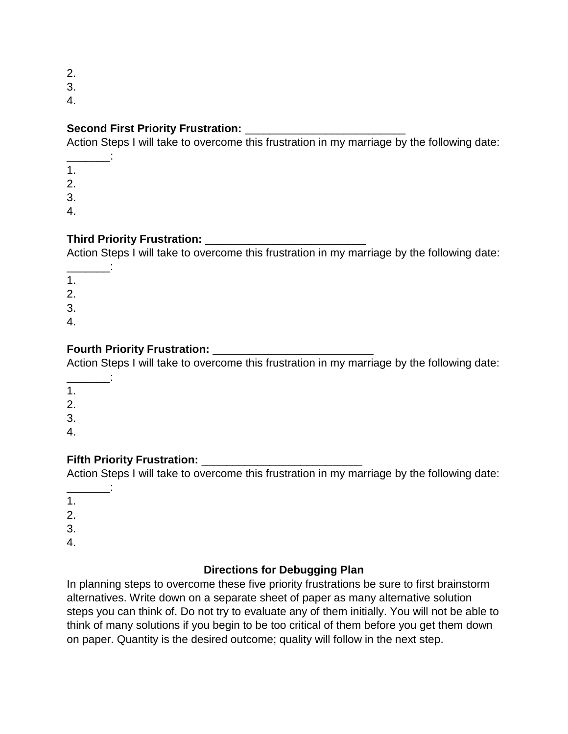2.
3.
4.

**Second First Priority Frustration:** _________________________
Action Steps I will take to overcome this frustration in my marriage by the following date: _______:
1.
2.
3.
4.

**Third Priority Frustration:** _________________________
Action Steps I will take to overcome this frustration in my marriage by the following date: _______:
1.
2.
3.
4.

**Fourth Priority Frustration:** _________________________
Action Steps I will take to overcome this frustration in my marriage by the following date: _______:
1.
2.
3.
4.

**Fifth Priority Frustration:** _________________________
Action Steps I will take to overcome this frustration in my marriage by the following date: _______:
1.
2.
3.
4.

### Directions for Debugging Plan

In planning steps to overcome these five priority frustrations be sure to first brainstorm alternatives. Write down on a separate sheet of paper as many alternative solution steps you can think of. Do not try to evaluate any of them initially. You will not be able to think of many solutions if you begin to be too critical of them before you get them down on paper. Quantity is the desired outcome; quality will follow in the next step.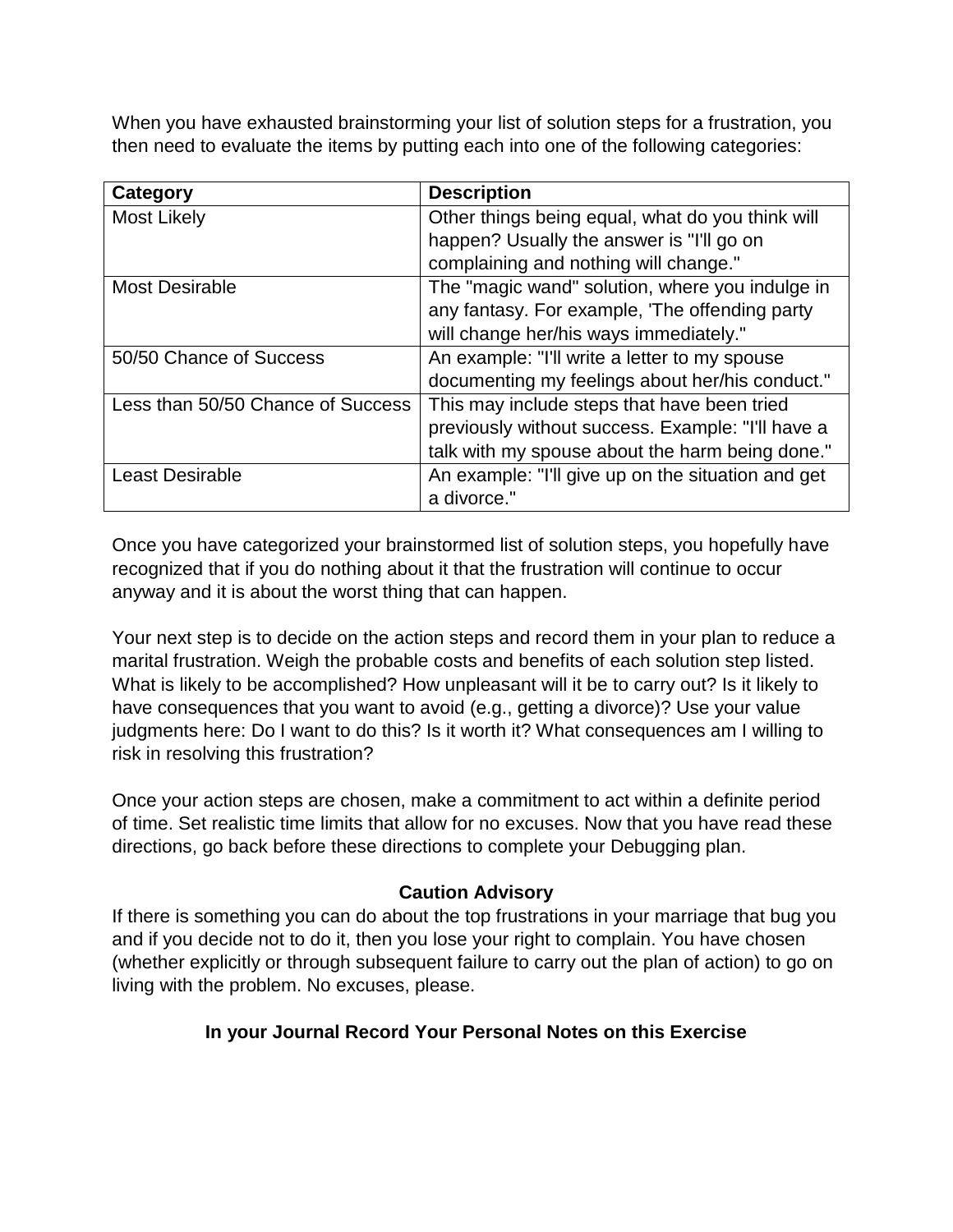When you have exhausted brainstorming your list of solution steps for a frustration, you then need to evaluate the items by putting each into one of the following categories:

| Category | Description |
| --- | --- |
| Most Likely | Other things being equal, what do you think will happen? Usually the answer is "I'll go on complaining and nothing will change." |
| Most Desirable | The "magic wand" solution, where you indulge in any fantasy. For example, 'The offending party will change her/his ways immediately." |
| 50/50 Chance of Success | An example: "I'll write a letter to my spouse documenting my feelings about her/his conduct." |
| Less than 50/50 Chance of Success | This may include steps that have been tried previously without success. Example: "I'll have a talk with my spouse about the harm being done." |
| Least Desirable | An example: "I'll give up on the situation and get a divorce." |

Once you have categorized your brainstormed list of solution steps, you hopefully have recognized that if you do nothing about it that the frustration will continue to occur anyway and it is about the worst thing that can happen.

Your next step is to decide on the action steps and record them in your plan to reduce a marital frustration. Weigh the probable costs and benefits of each solution step listed. What is likely to be accomplished? How unpleasant will it be to carry out? Is it likely to have consequences that you want to avoid (e.g., getting a divorce)? Use your value judgments here: Do I want to do this? Is it worth it? What consequences am I willing to risk in resolving this frustration?

Once your action steps are chosen, make a commitment to act within a definite period of time. Set realistic time limits that allow for no excuses. Now that you have read these directions, go back before these directions to complete your Debugging plan.

**Caution Advisory**

If there is something you can do about the top frustrations in your marriage that bug you and if you decide not to do it, then you lose your right to complain. You have chosen (whether explicitly or through subsequent failure to carry out the plan of action) to go on living with the problem. No excuses, please.

**In your Journal Record Your Personal Notes on this Exercise**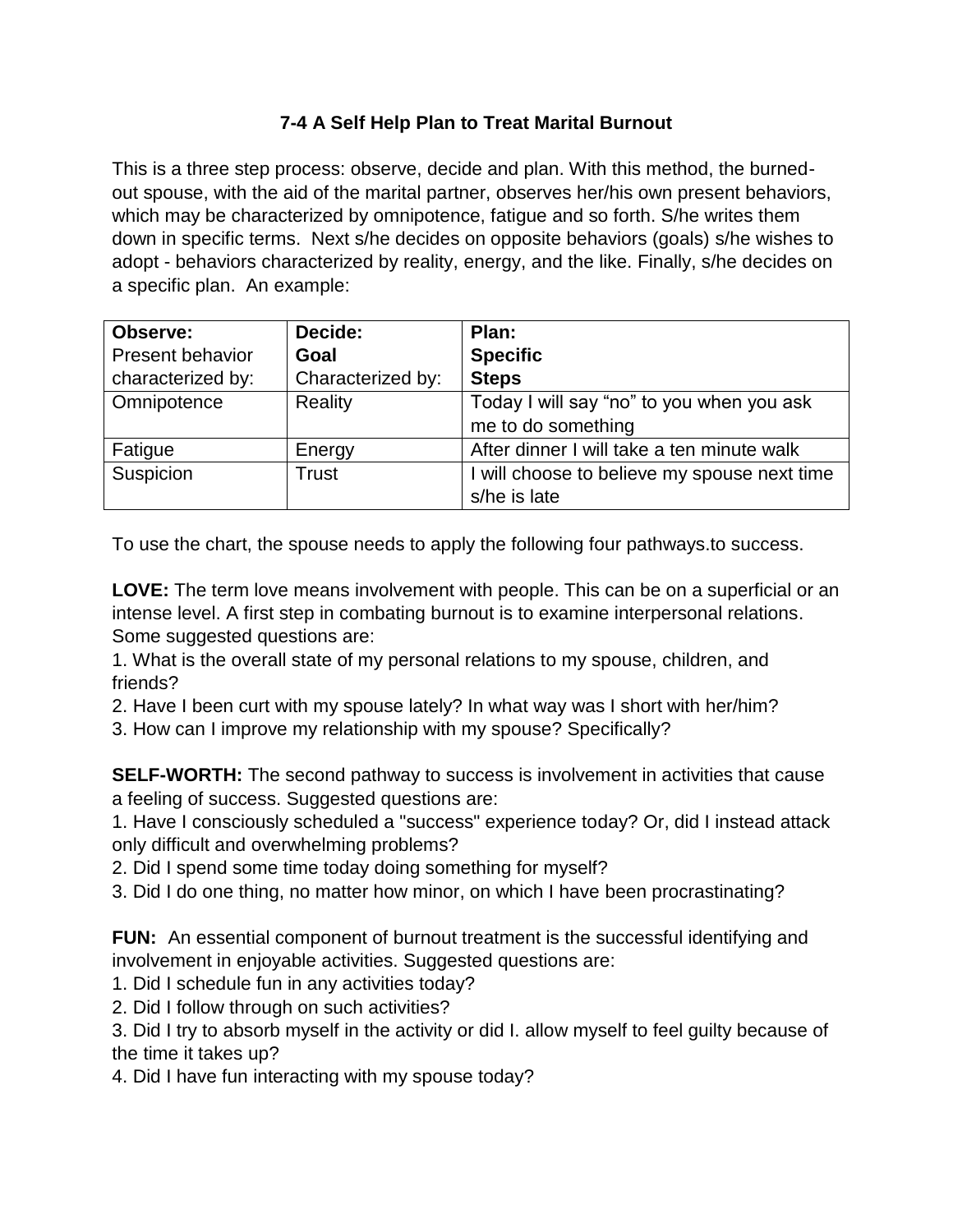## 7-4 A Self Help Plan to Treat Marital Burnout

This is a three step process: observe, decide and plan. With this method, the burned-out spouse, with the aid of the marital partner, observes her/his own present behaviors, which may be characterized by omnipotence, fatigue and so forth. S/he writes them down in specific terms. Next s/he decides on opposite behaviors (goals) s/he wishes to adopt - behaviors characterized by reality, energy, and the like. Finally, s/he decides on a specific plan. An example:

| **Observe:** Present behavior characterized by: | **Decide: Goal** Characterized by: | **Plan: Specific Steps** |
|---|---|---|
| Omnipotence | Reality | Today I will say “no” to you when you ask me to do something |
| Fatigue | Energy | After dinner I will take a ten minute walk |
| Suspicion | Trust | I will choose to believe my spouse next time s/he is late |

To use the chart, the spouse needs to apply the following four pathways.to success.

**LOVE:** The term love means involvement with people. This can be on a superficial or an intense level. A first step in combating burnout is to examine interpersonal relations. Some suggested questions are:

1. What is the overall state of my personal relations to my spouse, children, and friends?
2. Have I been curt with my spouse lately? In what way was I short with her/him?
3. How can I improve my relationship with my spouse? Specifically?

**SELF-WORTH:** The second pathway to success is involvement in activities that cause a feeling of success. Suggested questions are:

1. Have I consciously scheduled a "success" experience today? Or, did I instead attack only difficult and overwhelming problems?
2. Did I spend some time today doing something for myself?
3. Did I do one thing, no matter how minor, on which I have been procrastinating?

**FUN:** An essential component of burnout treatment is the successful identifying and involvement in enjoyable activities. Suggested questions are:

1. Did I schedule fun in any activities today?
2. Did I follow through on such activities?
3. Did I try to absorb myself in the activity or did I. allow myself to feel guilty because of the time it takes up?
4. Did I have fun interacting with my spouse today?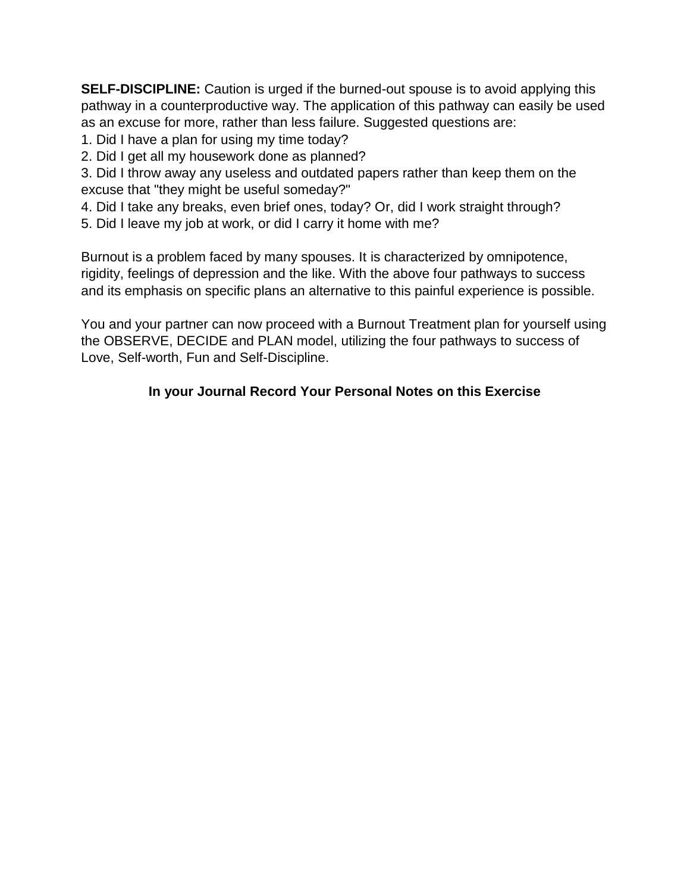**SELF-DISCIPLINE:** Caution is urged if the burned-out spouse is to avoid applying this pathway in a counterproductive way. The application of this pathway can easily be used as an excuse for more, rather than less failure. Suggested questions are:

1. Did I have a plan for using my time today?
2. Did I get all my housework done as planned?
3. Did I throw away any useless and outdated papers rather than keep them on the excuse that "they might be useful someday?"
4. Did I take any breaks, even brief ones, today? Or, did I work straight through?
5. Did I leave my job at work, or did I carry it home with me?

Burnout is a problem faced by many spouses. It is characterized by omnipotence, rigidity, feelings of depression and the like. With the above four pathways to success and its emphasis on specific plans an alternative to this painful experience is possible.

You and your partner can now proceed with a Burnout Treatment plan for yourself using the OBSERVE, DECIDE and PLAN model, utilizing the four pathways to success of Love, Self-worth, Fun and Self-Discipline.

**In your Journal Record Your Personal Notes on this Exercise**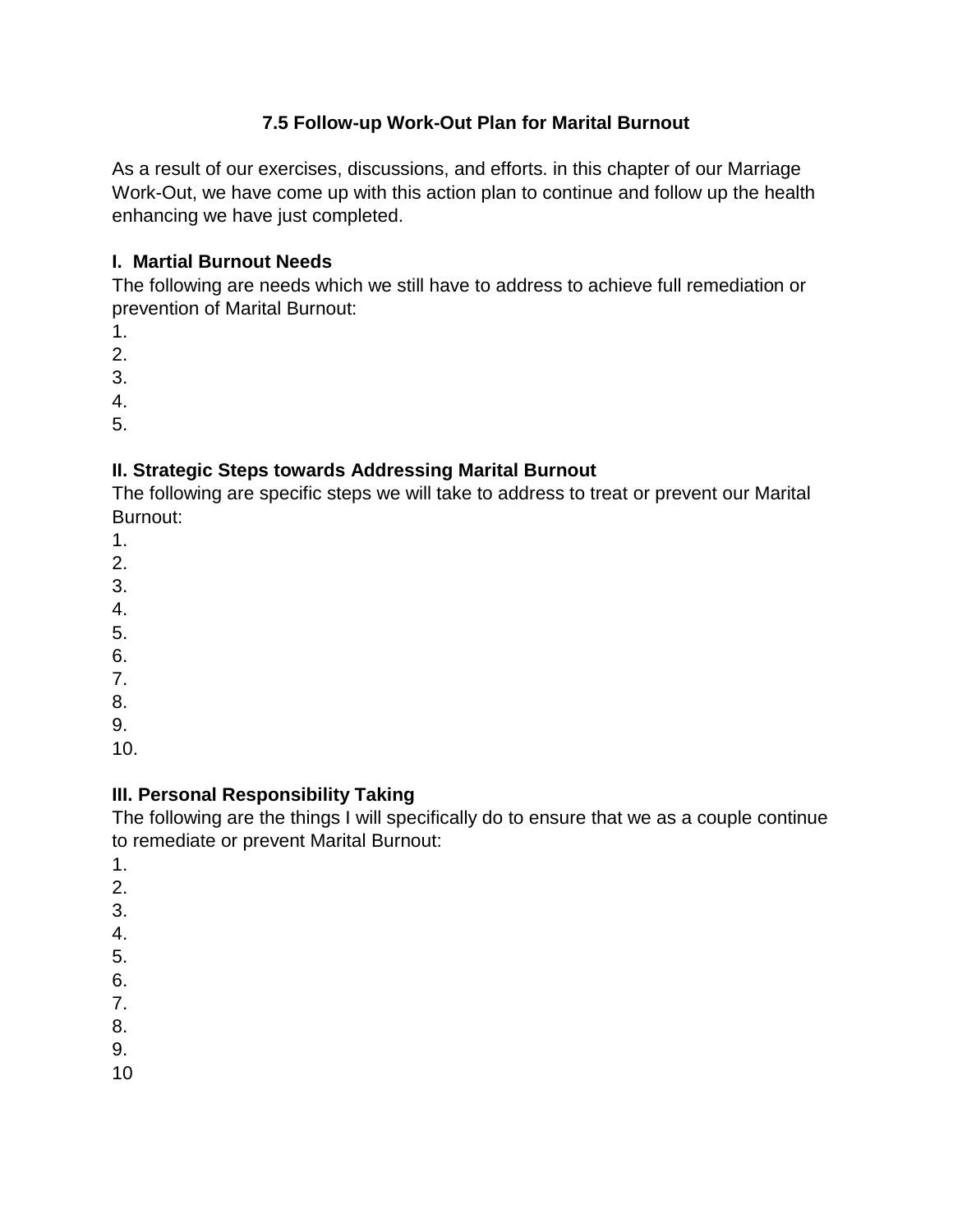# 7.5 Follow-up Work-Out Plan for Marital Burnout

As a result of our exercises, discussions, and efforts. in this chapter of our Marriage Work-Out, we have come up with this action plan to continue and follow up the health enhancing we have just completed.

### I. Martial Burnout Needs

The following are needs which we still have to address to achieve full remediation or prevention of Marital Burnout:

1.
2.
3.
4.
5.

### II. Strategic Steps towards Addressing Marital Burnout

The following are specific steps we will take to address to treat or prevent our Marital Burnout:

1.
2.
3.
4.
5.
6.
7.
8.
9.
10.

### III. Personal Responsibility Taking

The following are the things I will specifically do to ensure that we as a couple continue to remediate or prevent Marital Burnout:

1.
2.
3.
4.
5.
6.
7.
8.
9.
10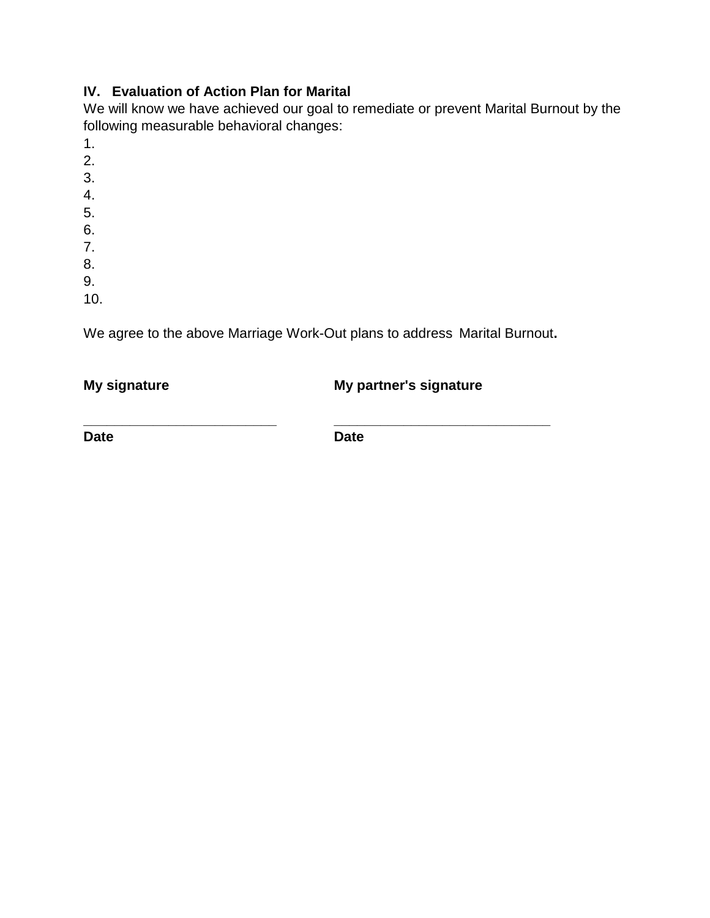### IV. Evaluation of Action Plan for Marital

We will know we have achieved our goal to remediate or prevent Marital Burnout by the following measurable behavioral changes:

1.
2.
3.
4.
5.
6.
7.
8.
9.
10.

We agree to the above Marriage Work-Out plans to address Marital Burnout**.**

| | |
|---|---|
| **My signature** | **My partner's signature** |
| ___________________________ | ______________________________ |
| **Date** | **Date** |